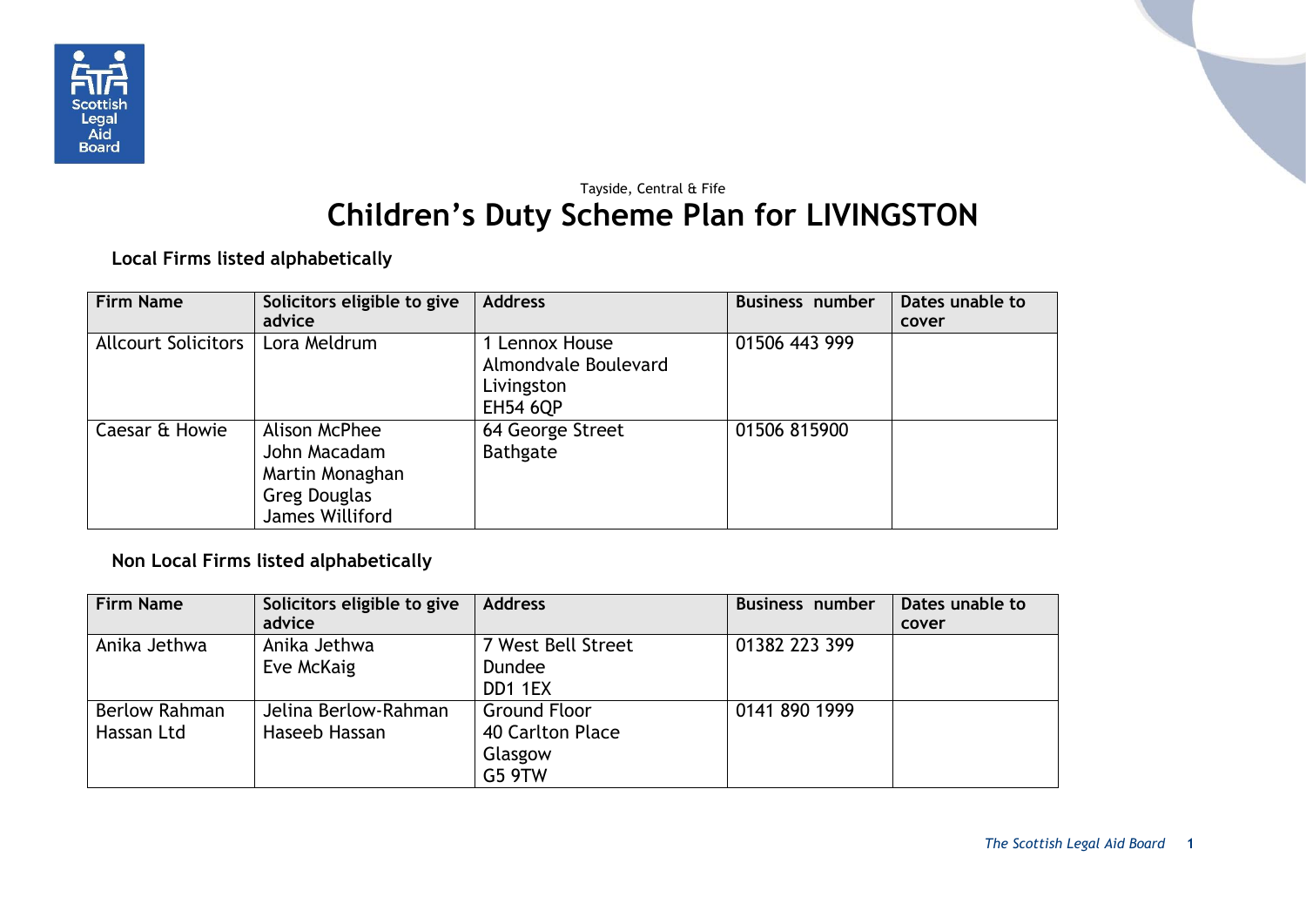Tayside, Central & Fife

# Children's Duty Scheme Plan for LIVINGSTON

### Local Firms listed alphabetically

| Firm Name | Solicitors eligible to give advice | Address | Business number | Dates unable to cover |
|---|---|---|---|---|
| Allcourt Solicitors | Lora Meldrum | 1 Lennox House<br>Almondvale Boulevard<br>Livingston<br>EH54 6QP | 01506 443 999 | |
| Caesar & Howie | Alison McPhee<br>John Macadam<br>Martin Monaghan<br>Greg Douglas<br>James Williford | 64 George Street<br>Bathgate | 01506 815900 | |

### Non Local Firms listed alphabetically

| Firm Name | Solicitors eligible to give advice | Address | Business number | Dates unable to cover |
|---|---|---|---|---|
| Anika Jethwa | Anika Jethwa<br>Eve McKaig | 7 West Bell Street<br>Dundee<br>DD1 1EX | 01382 223 399 | |
| Berlow Rahman Hassan Ltd | Jelina Berlow-Rahman<br>Haseeb Hassan | Ground Floor<br>40 Carlton Place<br>Glasgow<br>G5 9TW | 0141 890 1999 | |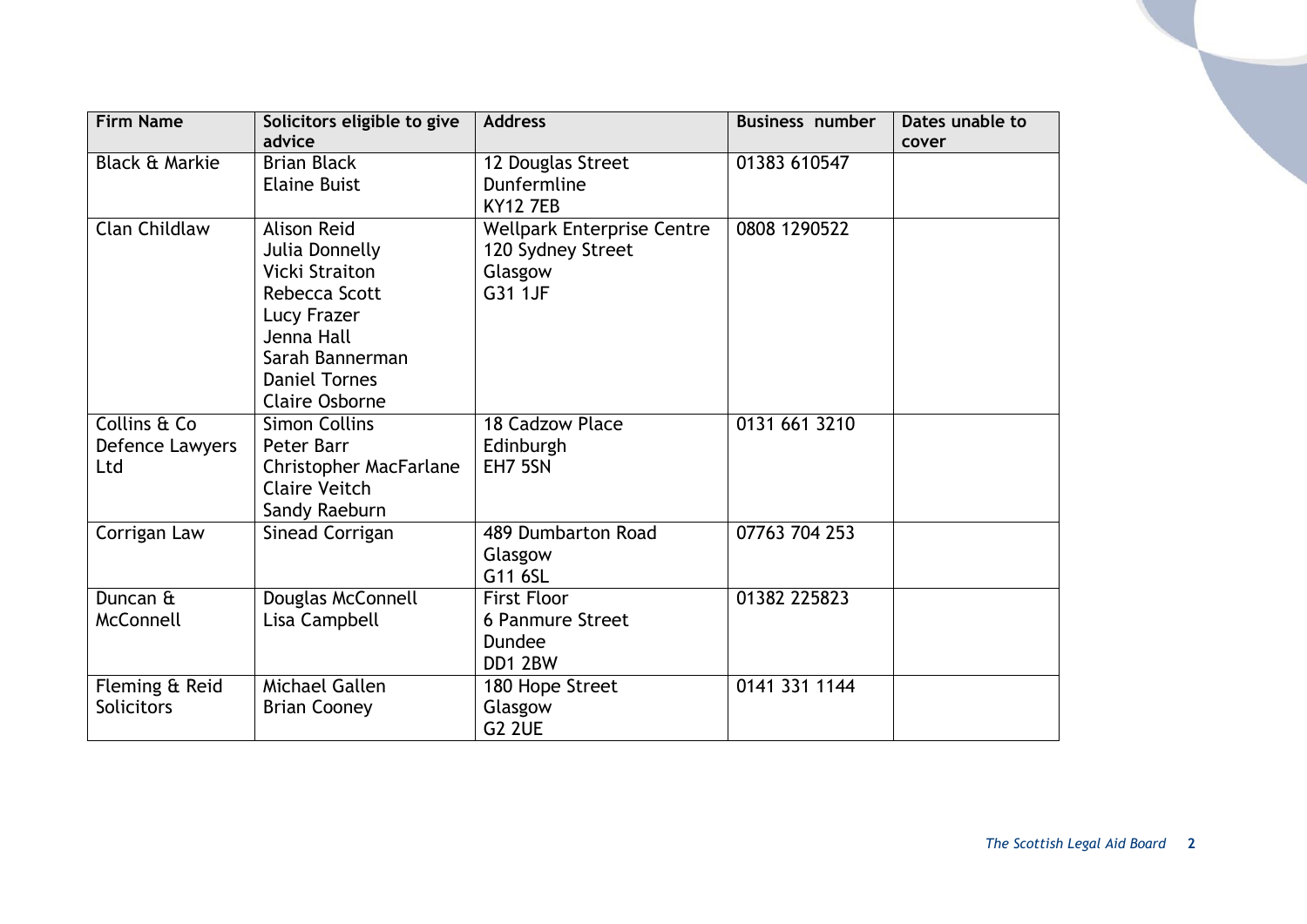| Firm Name | Solicitors eligible to give advice | Address | Business number | Dates unable to cover |
| --- | --- | --- | --- | --- |
| Black & Markie | Brian Black<br>Elaine Buist | 12 Douglas Street<br>Dunfermline<br>KY12 7EB | 01383 610547 | |
| Clan Childlaw | Alison Reid<br>Julia Donnelly<br>Vicki Straiton<br>Rebecca Scott<br>Lucy Frazer<br>Jenna Hall<br>Sarah Bannerman<br>Daniel Tornes<br>Claire Osborne | Wellpark Enterprise Centre<br>120 Sydney Street<br>Glasgow<br>G31 1JF | 0808 1290522 | |
| Collins & Co Defence Lawyers Ltd | Simon Collins<br>Peter Barr<br>Christopher MacFarlane<br>Claire Veitch<br>Sandy Raeburn | 18 Cadzow Place<br>Edinburgh<br>EH7 5SN | 0131 661 3210 | |
| Corrigan Law | Sinead Corrigan | 489 Dumbarton Road<br>Glasgow<br>G11 6SL | 07763 704 253 | |
| Duncan & McConnell | Douglas McConnell<br>Lisa Campbell | First Floor<br>6 Panmure Street<br>Dundee<br>DD1 2BW | 01382 225823 | |
| Fleming & Reid Solicitors | Michael Gallen<br>Brian Cooney | 180 Hope Street<br>Glasgow<br>G2 2UE | 0141 331 1144 | |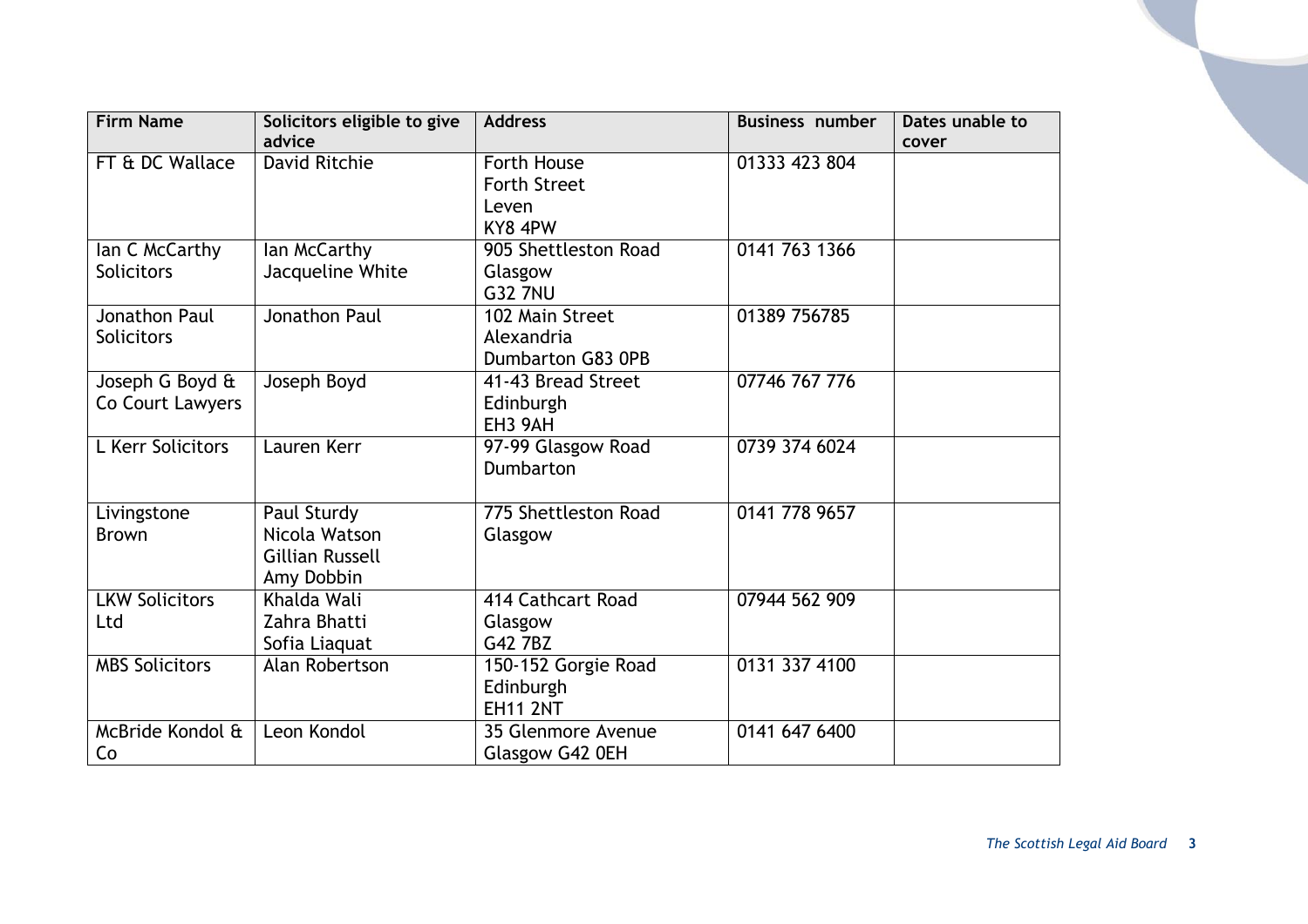| Firm Name | Solicitors eligible to give advice | Address | Business number | Dates unable to cover |
|---|---|---|---|---|
| FT & DC Wallace | David Ritchie | Forth House<br>Forth Street<br>Leven<br>KY8 4PW | 01333 423 804 | |
| Ian C McCarthy Solicitors | Ian McCarthy<br>Jacqueline White | 905 Shettleston Road<br>Glasgow<br>G32 7NU | 0141 763 1366 | |
| Jonathon Paul Solicitors | Jonathon Paul | 102 Main Street<br>Alexandria<br>Dumbarton G83 0PB | 01389 756785 | |
| Joseph G Boyd & Co Court Lawyers | Joseph Boyd | 41-43 Bread Street<br>Edinburgh<br>EH3 9AH | 07746 767 776 | |
| L Kerr Solicitors | Lauren Kerr | 97-99 Glasgow Road<br>Dumbarton | 0739 374 6024 | |
| Livingstone Brown | Paul Sturdy<br>Nicola Watson<br>Gillian Russell<br>Amy Dobbin | 775 Shettleston Road<br>Glasgow | 0141 778 9657 | |
| LKW Solicitors Ltd | Khalda Wali<br>Zahra Bhatti<br>Sofia Liaquat | 414 Cathcart Road<br>Glasgow<br>G42 7BZ | 07944 562 909 | |
| MBS Solicitors | Alan Robertson | 150-152 Gorgie Road<br>Edinburgh<br>EH11 2NT | 0131 337 4100 | |
| McBride Kondol & Co | Leon Kondol | 35 Glenmore Avenue<br>Glasgow G42 0EH | 0141 647 6400 | |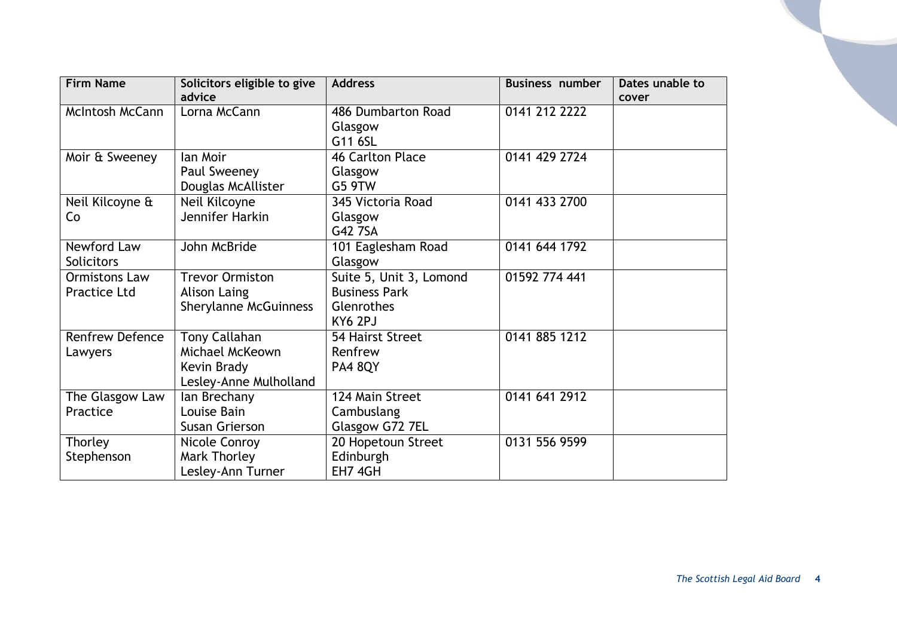| Firm Name | Solicitors eligible to give advice | Address | Business number | Dates unable to cover |
|---|---|---|---|---|
| McIntosh McCann | Lorna McCann | 486 Dumbarton Road<br>Glasgow<br>G11 6SL | 0141 212 2222 | |
| Moir & Sweeney | Ian Moir<br>Paul Sweeney<br>Douglas McAllister | 46 Carlton Place<br>Glasgow<br>G5 9TW | 0141 429 2724 | |
| Neil Kilcoyne & Co | Neil Kilcoyne<br>Jennifer Harkin | 345 Victoria Road<br>Glasgow<br>G42 7SA | 0141 433 2700 | |
| Newford Law Solicitors | John McBride | 101 Eaglesham Road<br>Glasgow | 0141 644 1792 | |
| Ormistons Law Practice Ltd | Trevor Ormiston<br>Alison Laing<br>Sherylanne McGuinness | Suite 5, Unit 3, Lomond Business Park<br>Glenrothes<br>KY6 2PJ | 01592 774 441 | |
| Renfrew Defence Lawyers | Tony Callahan<br>Michael McKeown<br>Kevin Brady<br>Lesley-Anne Mulholland | 54 Hairst Street<br>Renfrew<br>PA4 8QY | 0141 885 1212 | |
| The Glasgow Law Practice | Ian Brechany<br>Louise Bain<br>Susan Grierson | 124 Main Street<br>Cambuslang<br>Glasgow G72 7EL | 0141 641 2912 | |
| Thorley Stephenson | Nicole Conroy<br>Mark Thorley<br>Lesley-Ann Turner | 20 Hopetoun Street<br>Edinburgh<br>EH7 4GH | 0131 556 9599 | |